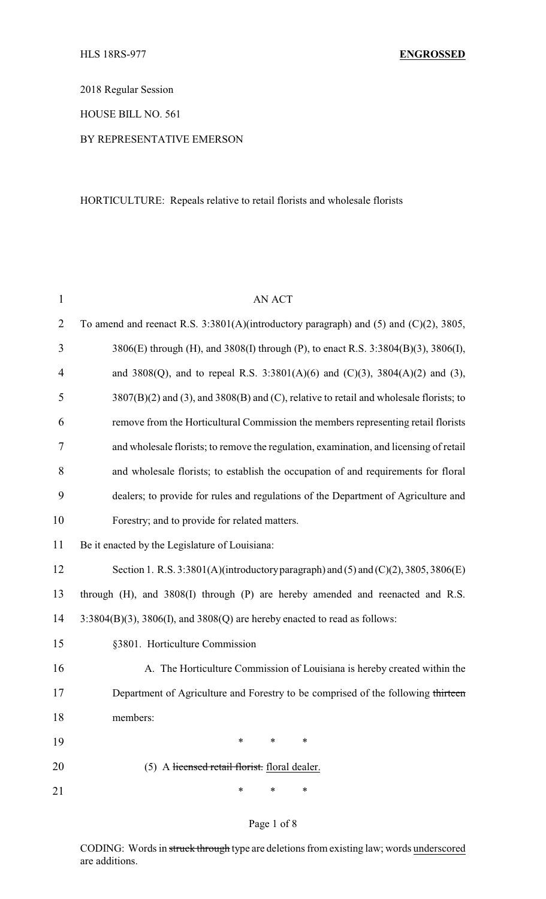HLS 18RS-977 **ENGROSSED**

2018 Regular Session

HOUSE BILL NO. 561

BY REPRESENTATIVE EMERSON

HORTICULTURE: Repeals relative to retail florists and wholesale florists

AN ACT

To amend and reenact R.S. 3:3801(A)(introductory paragraph) and (5) and (C)(2), 3805, 3806(E) through (H), and 3808(I) through (P), to enact R.S. 3:3804(B)(3), 3806(I), and 3808(Q), and to repeal R.S. 3:3801(A)(6) and (C)(3), 3804(A)(2) and (3), 3807(B)(2) and (3), and 3808(B) and (C), relative to retail and wholesale florists; to remove from the Horticultural Commission the members representing retail florists and wholesale florists; to remove the regulation, examination, and licensing of retail and wholesale florists; to establish the occupation of and requirements for floral dealers; to provide for rules and regulations of the Department of Agriculture and Forestry; and to provide for related matters.

Be it enacted by the Legislature of Louisiana:

Section 1. R.S. 3:3801(A)(introductory paragraph) and (5) and (C)(2), 3805, 3806(E) through (H), and 3808(I) through (P) are hereby amended and reenacted and R.S. 3:3804(B)(3), 3806(I), and 3808(Q) are hereby enacted to read as follows:

§3801. Horticulture Commission

A. The Horticulture Commission of Louisiana is hereby created within the Department of Agriculture and Forestry to be comprised of the following ~~thirteen~~ members:

\* \* \*

(5) A ~~licensed retail florist.~~ floral dealer.

\* \* \*

CODING: Words in ~~struck through~~ type are deletions from existing law; words underscored are additions.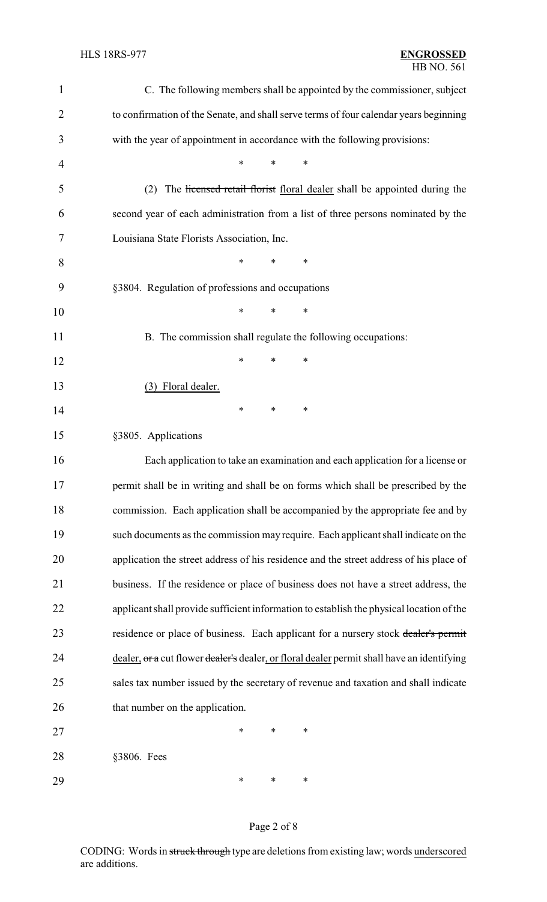C. The following members shall be appointed by the commissioner, subject to confirmation of the Senate, and shall serve terms of four calendar years beginning with the year of appointment in accordance with the following provisions:

\* \* \*

(2) The ~~licensed retail florist~~ <u>floral dealer</u> shall be appointed during the second year of each administration from a list of three persons nominated by the Louisiana State Florists Association, Inc.

\* \* \*

§3804. Regulation of professions and occupations

\* \* \*

B. The commission shall regulate the following occupations:

\* \* \*

<u>(3) Floral dealer.</u>

\* \* \*

§3805. Applications

Each application to take an examination and each application for a license or permit shall be in writing and shall be on forms which shall be prescribed by the commission. Each application shall be accompanied by the appropriate fee and by such documents as the commission may require. Each applicant shall indicate on the application the street address of his residence and the street address of his place of business. If the residence or place of business does not have a street address, the applicant shall provide sufficient information to establish the physical location of the residence or place of business. Each applicant for a nursery stock ~~dealer's permit~~ <u>dealer,</u> ~~or a~~ cut flower ~~dealer's~~ <u>dealer, or floral dealer</u> permit shall have an identifying sales tax number issued by the secretary of revenue and taxation and shall indicate that number on the application.

\* \* \*

§3806. Fees

\* \* \*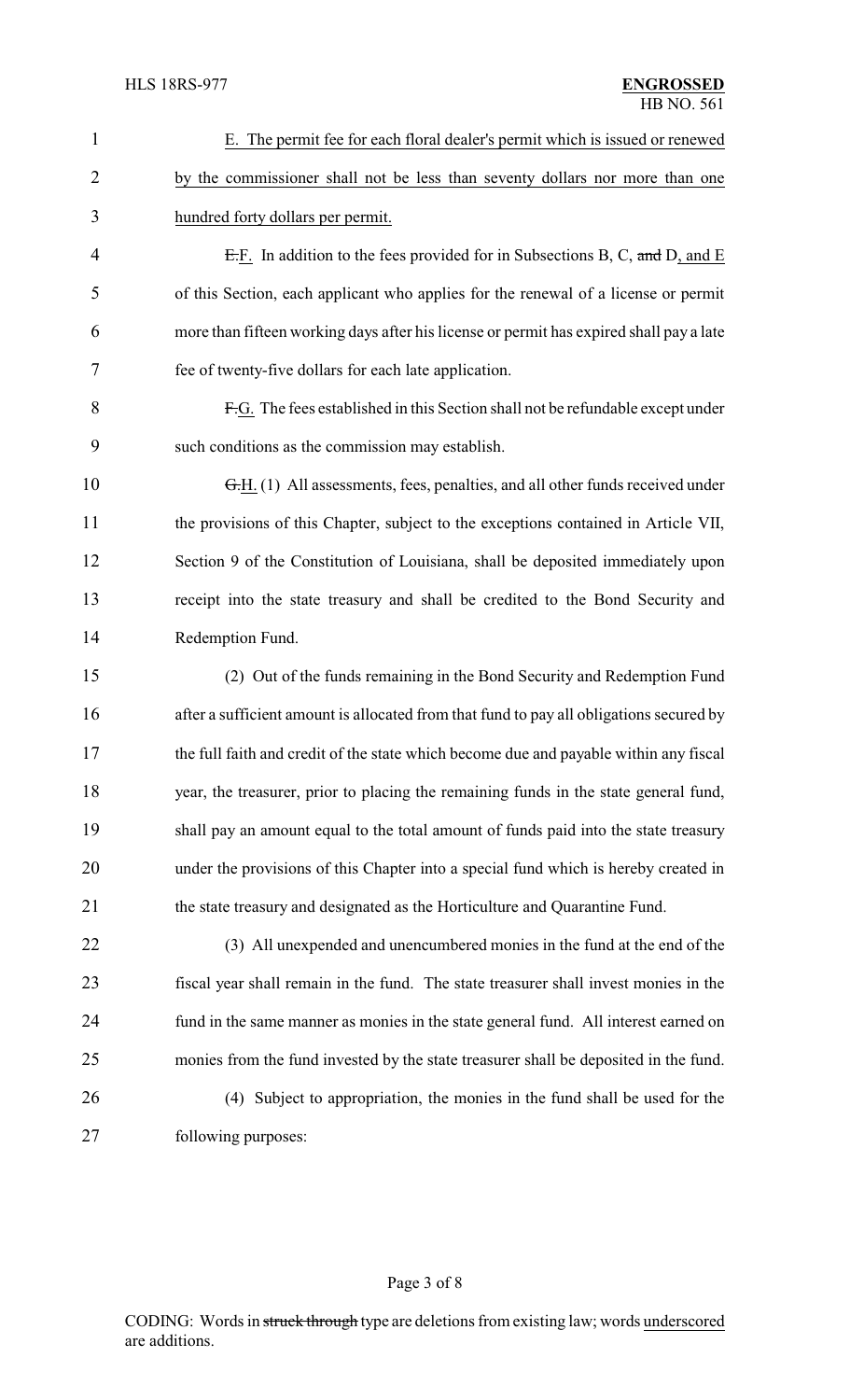E. The permit fee for each floral dealer's permit which is issued or renewed by the commissioner shall not be less than seventy dollars nor more than one hundred forty dollars per permit.

~~E.~~F. In addition to the fees provided for in Subsections B, C, ~~and~~ D, and E of this Section, each applicant who applies for the renewal of a license or permit more than fifteen working days after his license or permit has expired shall pay a late fee of twenty-five dollars for each late application.

~~F.~~G. The fees established in this Section shall not be refundable except under such conditions as the commission may establish.

~~G.~~H. (1) All assessments, fees, penalties, and all other funds received under the provisions of this Chapter, subject to the exceptions contained in Article VII, Section 9 of the Constitution of Louisiana, shall be deposited immediately upon receipt into the state treasury and shall be credited to the Bond Security and Redemption Fund.

(2) Out of the funds remaining in the Bond Security and Redemption Fund after a sufficient amount is allocated from that fund to pay all obligations secured by the full faith and credit of the state which become due and payable within any fiscal year, the treasurer, prior to placing the remaining funds in the state general fund, shall pay an amount equal to the total amount of funds paid into the state treasury under the provisions of this Chapter into a special fund which is hereby created in the state treasury and designated as the Horticulture and Quarantine Fund.

(3) All unexpended and unencumbered monies in the fund at the end of the fiscal year shall remain in the fund. The state treasurer shall invest monies in the fund in the same manner as monies in the state general fund. All interest earned on monies from the fund invested by the state treasurer shall be deposited in the fund.

(4) Subject to appropriation, the monies in the fund shall be used for the following purposes: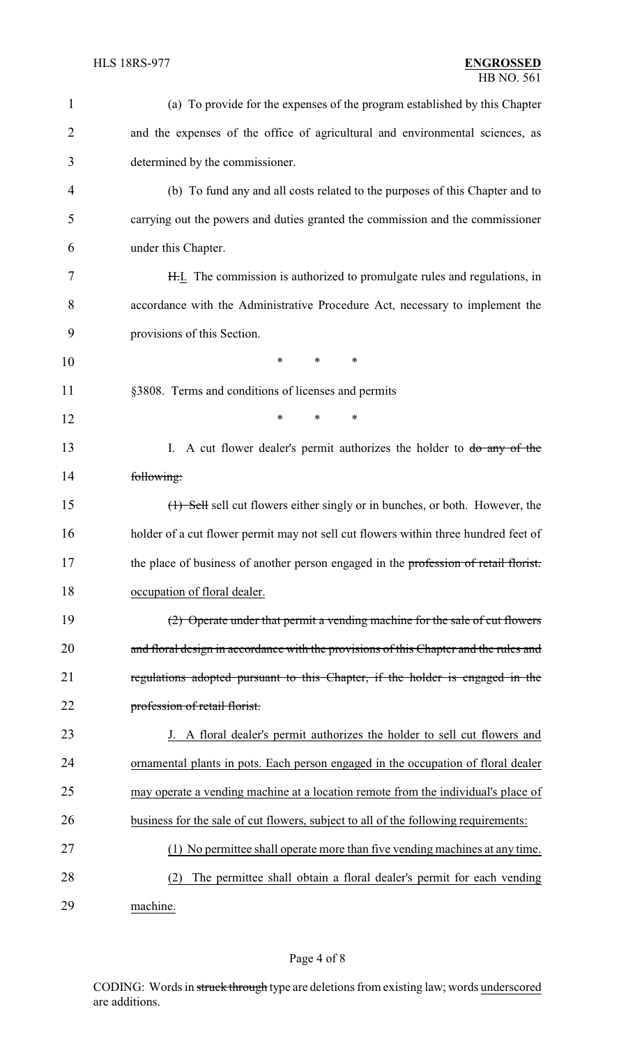(a) To provide for the expenses of the program established by this Chapter and the expenses of the office of agricultural and environmental sciences, as determined by the commissioner.

(b) To fund any and all costs related to the purposes of this Chapter and to carrying out the powers and duties granted the commission and the commissioner under this Chapter.

~~H.~~I. The commission is authorized to promulgate rules and regulations, in accordance with the Administrative Procedure Act, necessary to implement the provisions of this Section.

\* \* \*

§3808. Terms and conditions of licenses and permits

\* \* \*

I. A cut flower dealer's permit authorizes the holder to ~~do any of the following:~~

~~(1) Sell~~ sell cut flowers either singly or in bunches, or both. However, the holder of a cut flower permit may not sell cut flowers within three hundred feet of the place of business of another person engaged in the ~~profession of retail florist.~~ occupation of floral dealer.

~~(2) Operate under that permit a vending machine for the sale of cut flowers and floral design in accordance with the provisions of this Chapter and the rules and regulations adopted pursuant to this Chapter, if the holder is engaged in the profession of retail florist.~~

J. A floral dealer's permit authorizes the holder to sell cut flowers and ornamental plants in pots. Each person engaged in the occupation of floral dealer may operate a vending machine at a location remote from the individual's place of business for the sale of cut flowers, subject to all of the following requirements:

(1) No permittee shall operate more than five vending machines at any time.

(2) The permittee shall obtain a floral dealer's permit for each vending machine.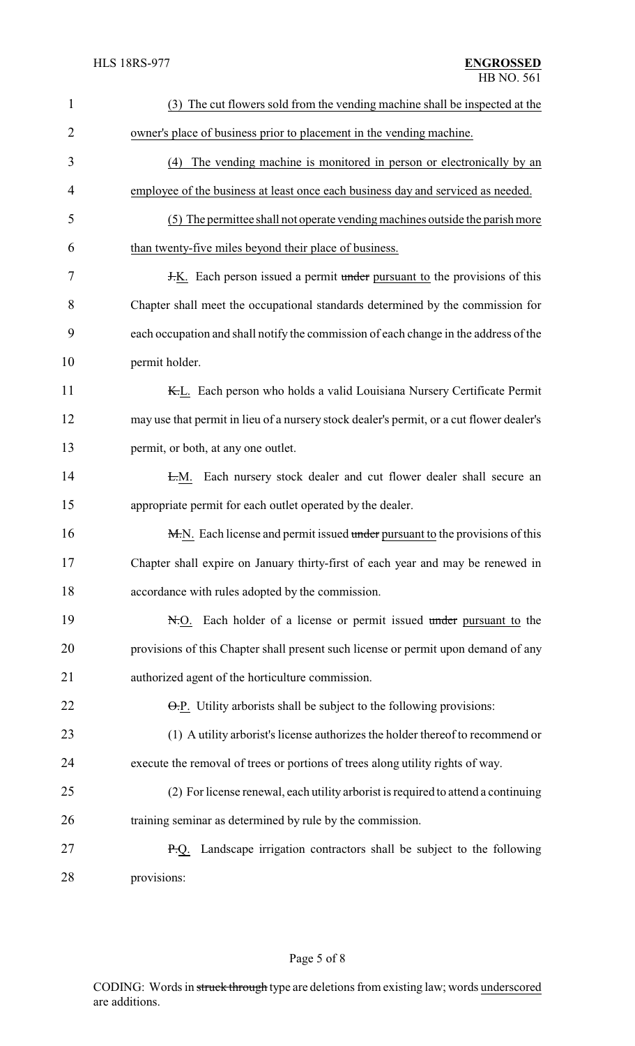(3) The cut flowers sold from the vending machine shall be inspected at the owner's place of business prior to placement in the vending machine.

(4) The vending machine is monitored in person or electronically by an employee of the business at least once each business day and serviced as needed.

(5) The permittee shall not operate vending machines outside the parish more than twenty-five miles beyond their place of business.

~~J.~~K. Each person issued a permit ~~under~~ pursuant to the provisions of this Chapter shall meet the occupational standards determined by the commission for each occupation and shall notify the commission of each change in the address of the permit holder.

~~K.~~L. Each person who holds a valid Louisiana Nursery Certificate Permit may use that permit in lieu of a nursery stock dealer's permit, or a cut flower dealer's permit, or both, at any one outlet.

~~L.~~M. Each nursery stock dealer and cut flower dealer shall secure an appropriate permit for each outlet operated by the dealer.

~~M.~~N. Each license and permit issued ~~under~~ pursuant to the provisions of this Chapter shall expire on January thirty-first of each year and may be renewed in accordance with rules adopted by the commission.

~~N.~~O. Each holder of a license or permit issued ~~under~~ pursuant to the provisions of this Chapter shall present such license or permit upon demand of any authorized agent of the horticulture commission.

~~O.~~P. Utility arborists shall be subject to the following provisions:

(1) A utility arborist's license authorizes the holder thereof to recommend or execute the removal of trees or portions of trees along utility rights of way.

(2) For license renewal, each utility arborist is required to attend a continuing training seminar as determined by rule by the commission.

~~P.~~Q. Landscape irrigation contractors shall be subject to the following provisions: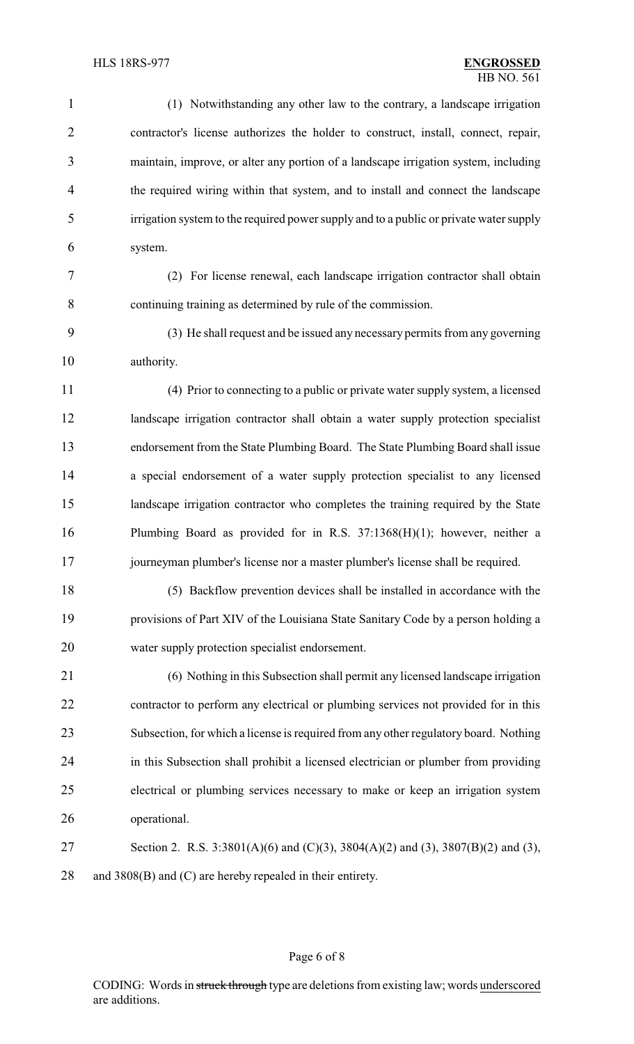(1) Notwithstanding any other law to the contrary, a landscape irrigation contractor's license authorizes the holder to construct, install, connect, repair, maintain, improve, or alter any portion of a landscape irrigation system, including the required wiring within that system, and to install and connect the landscape irrigation system to the required power supply and to a public or private water supply system.

(2) For license renewal, each landscape irrigation contractor shall obtain continuing training as determined by rule of the commission.

(3) He shall request and be issued any necessary permits from any governing authority.

(4) Prior to connecting to a public or private water supply system, a licensed landscape irrigation contractor shall obtain a water supply protection specialist endorsement from the State Plumbing Board. The State Plumbing Board shall issue a special endorsement of a water supply protection specialist to any licensed landscape irrigation contractor who completes the training required by the State Plumbing Board as provided for in R.S. 37:1368(H)(1); however, neither a journeyman plumber's license nor a master plumber's license shall be required.

(5) Backflow prevention devices shall be installed in accordance with the provisions of Part XIV of the Louisiana State Sanitary Code by a person holding a water supply protection specialist endorsement.

(6) Nothing in this Subsection shall permit any licensed landscape irrigation contractor to perform any electrical or plumbing services not provided for in this Subsection, for which a license is required from any other regulatory board. Nothing in this Subsection shall prohibit a licensed electrician or plumber from providing electrical or plumbing services necessary to make or keep an irrigation system operational.

Section 2. R.S. 3:3801(A)(6) and (C)(3), 3804(A)(2) and (3), 3807(B)(2) and (3), and 3808(B) and (C) are hereby repealed in their entirety.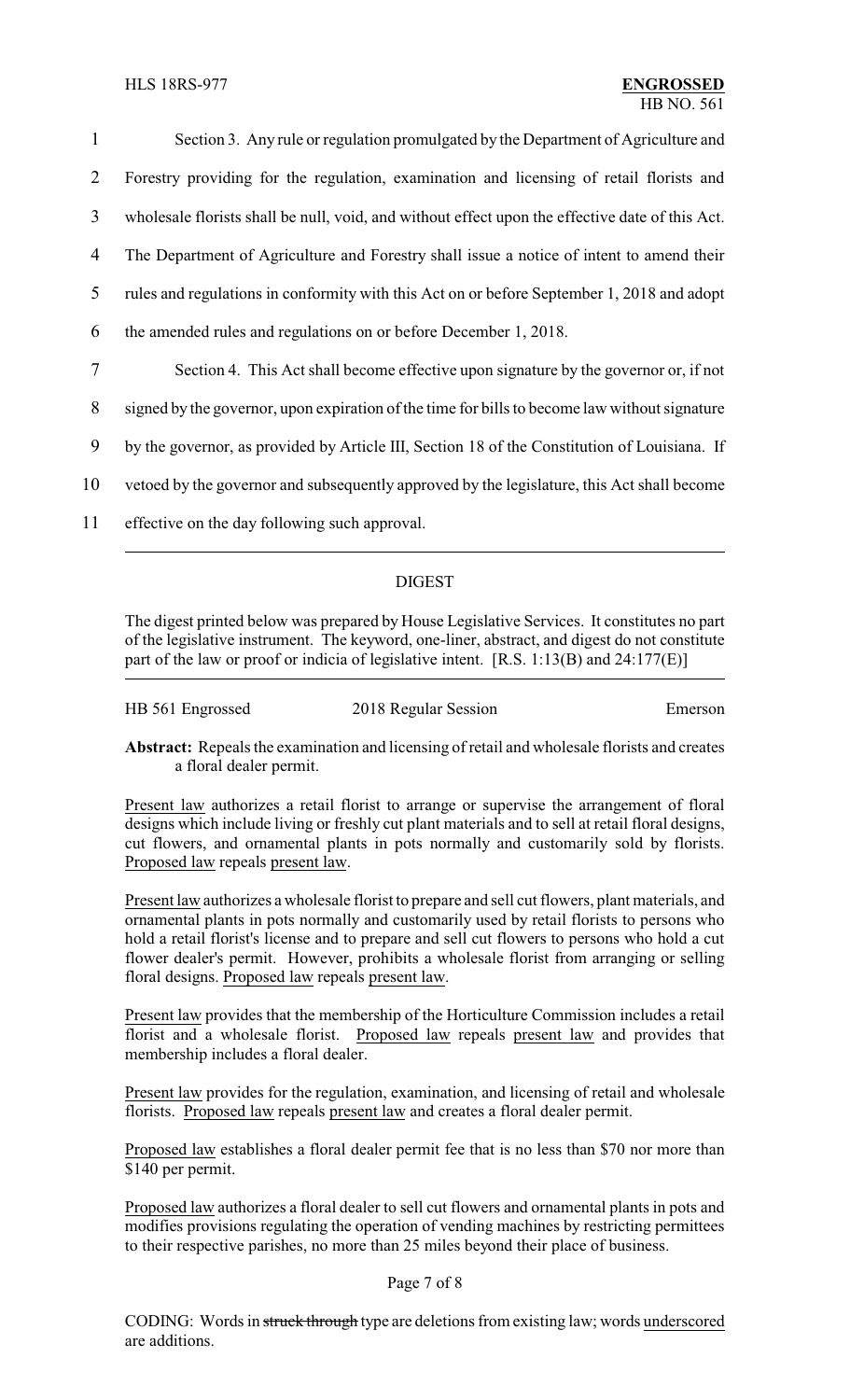Section 3. Any rule or regulation promulgated by the Department of Agriculture and Forestry providing for the regulation, examination and licensing of retail florists and wholesale florists shall be null, void, and without effect upon the effective date of this Act. The Department of Agriculture and Forestry shall issue a notice of intent to amend their rules and regulations in conformity with this Act on or before September 1, 2018 and adopt the amended rules and regulations on or before December 1, 2018.

Section 4. This Act shall become effective upon signature by the governor or, if not signed by the governor, upon expiration of the time for bills to become law without signature by the governor, as provided by Article III, Section 18 of the Constitution of Louisiana. If vetoed by the governor and subsequently approved by the legislature, this Act shall become effective on the day following such approval.

## DIGEST

The digest printed below was prepared by House Legislative Services. It constitutes no part of the legislative instrument. The keyword, one-liner, abstract, and digest do not constitute part of the law or proof or indicia of legislative intent. [R.S. 1:13(B) and 24:177(E)]

HB 561 Engrossed 2018 Regular Session Emerson

**Abstract:** Repeals the examination and licensing of retail and wholesale florists and creates a floral dealer permit.

Present law authorizes a retail florist to arrange or supervise the arrangement of floral designs which include living or freshly cut plant materials and to sell at retail floral designs, cut flowers, and ornamental plants in pots normally and customarily sold by florists. Proposed law repeals present law.

Present law authorizes a wholesale florist to prepare and sell cut flowers, plant materials, and ornamental plants in pots normally and customarily used by retail florists to persons who hold a retail florist's license and to prepare and sell cut flowers to persons who hold a cut flower dealer's permit. However, prohibits a wholesale florist from arranging or selling floral designs. Proposed law repeals present law.

Present law provides that the membership of the Horticulture Commission includes a retail florist and a wholesale florist. Proposed law repeals present law and provides that membership includes a floral dealer.

Present law provides for the regulation, examination, and licensing of retail and wholesale florists. Proposed law repeals present law and creates a floral dealer permit.

Proposed law establishes a floral dealer permit fee that is no less than $70 nor more than $140 per permit.

Proposed law authorizes a floral dealer to sell cut flowers and ornamental plants in pots and modifies provisions regulating the operation of vending machines by restricting permittees to their respective parishes, no more than 25 miles beyond their place of business.

CODING: Words in ~~struck through~~ type are deletions from existing law; words underscored are additions.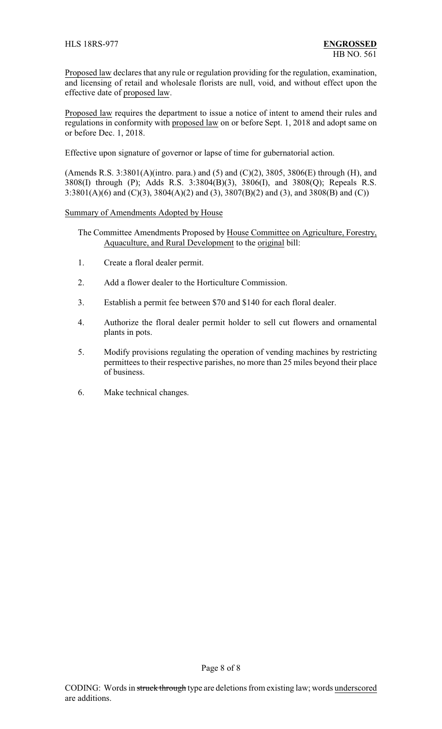Proposed law declares that any rule or regulation providing for the regulation, examination, and licensing of retail and wholesale florists are null, void, and without effect upon the effective date of proposed law.

Proposed law requires the department to issue a notice of intent to amend their rules and regulations in conformity with proposed law on or before Sept. 1, 2018 and adopt same on or before Dec. 1, 2018.

Effective upon signature of governor or lapse of time for gubernatorial action.

(Amends R.S. 3:3801(A)(intro. para.) and (5) and (C)(2), 3805, 3806(E) through (H), and 3808(I) through (P); Adds R.S. 3:3804(B)(3), 3806(I), and 3808(Q); Repeals R.S. 3:3801(A)(6) and (C)(3), 3804(A)(2) and (3), 3807(B)(2) and (3), and 3808(B) and (C))

Summary of Amendments Adopted by House

The Committee Amendments Proposed by House Committee on Agriculture, Forestry, Aquaculture, and Rural Development to the original bill:

1. Create a floral dealer permit.
2. Add a flower dealer to the Horticulture Commission.
3. Establish a permit fee between $70 and $140 for each floral dealer.
4. Authorize the floral dealer permit holder to sell cut flowers and ornamental plants in pots.
5. Modify provisions regulating the operation of vending machines by restricting permittees to their respective parishes, no more than 25 miles beyond their place of business.
6. Make technical changes.